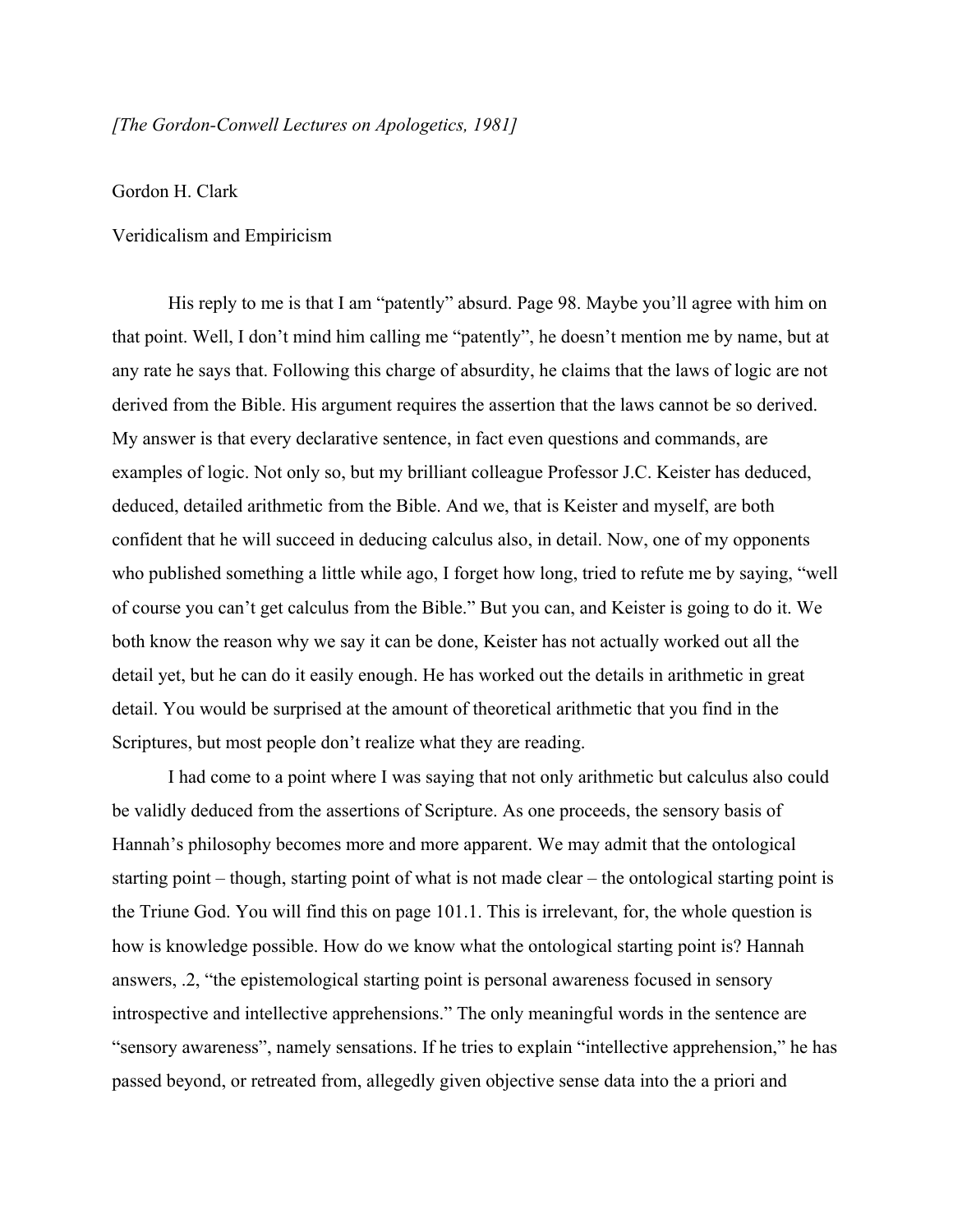*[The Gordon-Conwell Lectures on Apologetics, 1981]*

Gordon H. Clark

Veridicalism and Empiricism

His reply to me is that I am "patently" absurd. Page 98. Maybe you'll agree with him on that point. Well, I don't mind him calling me "patently", he doesn't mention me by name, but at any rate he says that. Following this charge of absurdity, he claims that the laws of logic are not derived from the Bible. His argument requires the assertion that the laws cannot be so derived. My answer is that every declarative sentence, in fact even questions and commands, are examples of logic. Not only so, but my brilliant colleague Professor J.C. Keister has deduced, deduced, detailed arithmetic from the Bible. And we, that is Keister and myself, are both confident that he will succeed in deducing calculus also, in detail. Now, one of my opponents who published something a little while ago, I forget how long, tried to refute me by saying, "well of course you can't get calculus from the Bible." But you can, and Keister is going to do it. We both know the reason why we say it can be done, Keister has not actually worked out all the detail yet, but he can do it easily enough. He has worked out the details in arithmetic in great detail. You would be surprised at the amount of theoretical arithmetic that you find in the Scriptures, but most people don't realize what they are reading.

I had come to a point where I was saying that not only arithmetic but calculus also could be validly deduced from the assertions of Scripture. As one proceeds, the sensory basis of Hannah's philosophy becomes more and more apparent. We may admit that the ontological starting point – though, starting point of what is not made clear – the ontological starting point is the Triune God. You will find this on page 101.1. This is irrelevant, for, the whole question is how is knowledge possible. How do we know what the ontological starting point is? Hannah answers, .2, "the epistemological starting point is personal awareness focused in sensory introspective and intellective apprehensions." The only meaningful words in the sentence are "sensory awareness", namely sensations. If he tries to explain "intellective apprehension," he has passed beyond, or retreated from, allegedly given objective sense data into the a priori and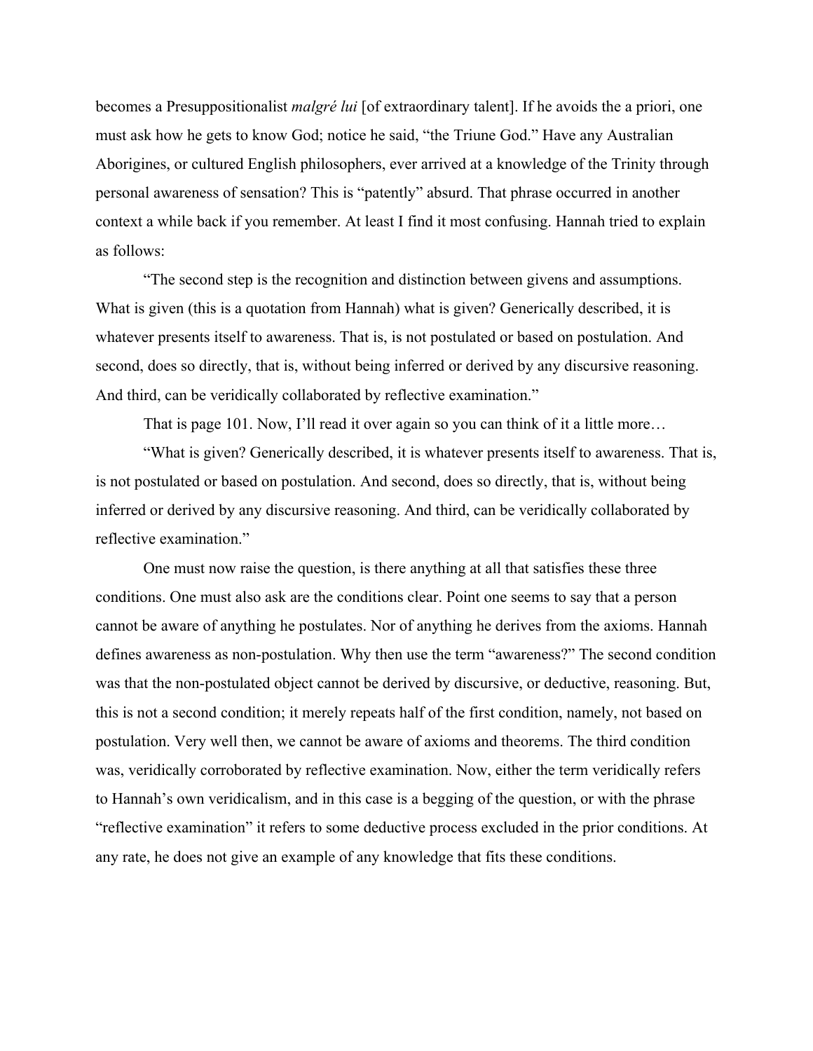becomes a Presuppositionalist *malgré lui* [of extraordinary talent]. If he avoids the a priori, one must ask how he gets to know God; notice he said, "the Triune God." Have any Australian Aborigines, or cultured English philosophers, ever arrived at a knowledge of the Trinity through personal awareness of sensation? This is "patently" absurd. That phrase occurred in another context a while back if you remember. At least I find it most confusing. Hannah tried to explain as follows:

"The second step is the recognition and distinction between givens and assumptions. What is given (this is a quotation from Hannah) what is given? Generically described, it is whatever presents itself to awareness. That is, is not postulated or based on postulation. And second, does so directly, that is, without being inferred or derived by any discursive reasoning. And third, can be veridically collaborated by reflective examination."

That is page 101. Now, I'll read it over again so you can think of it a little more…

"What is given? Generically described, it is whatever presents itself to awareness. That is, is not postulated or based on postulation. And second, does so directly, that is, without being inferred or derived by any discursive reasoning. And third, can be veridically collaborated by reflective examination."

One must now raise the question, is there anything at all that satisfies these three conditions. One must also ask are the conditions clear. Point one seems to say that a person cannot be aware of anything he postulates. Nor of anything he derives from the axioms. Hannah defines awareness as non-postulation. Why then use the term "awareness?" The second condition was that the non-postulated object cannot be derived by discursive, or deductive, reasoning. But, this is not a second condition; it merely repeats half of the first condition, namely, not based on postulation. Very well then, we cannot be aware of axioms and theorems. The third condition was, veridically corroborated by reflective examination. Now, either the term veridically refers to Hannah's own veridicalism, and in this case is a begging of the question, or with the phrase "reflective examination" it refers to some deductive process excluded in the prior conditions. At any rate, he does not give an example of any knowledge that fits these conditions.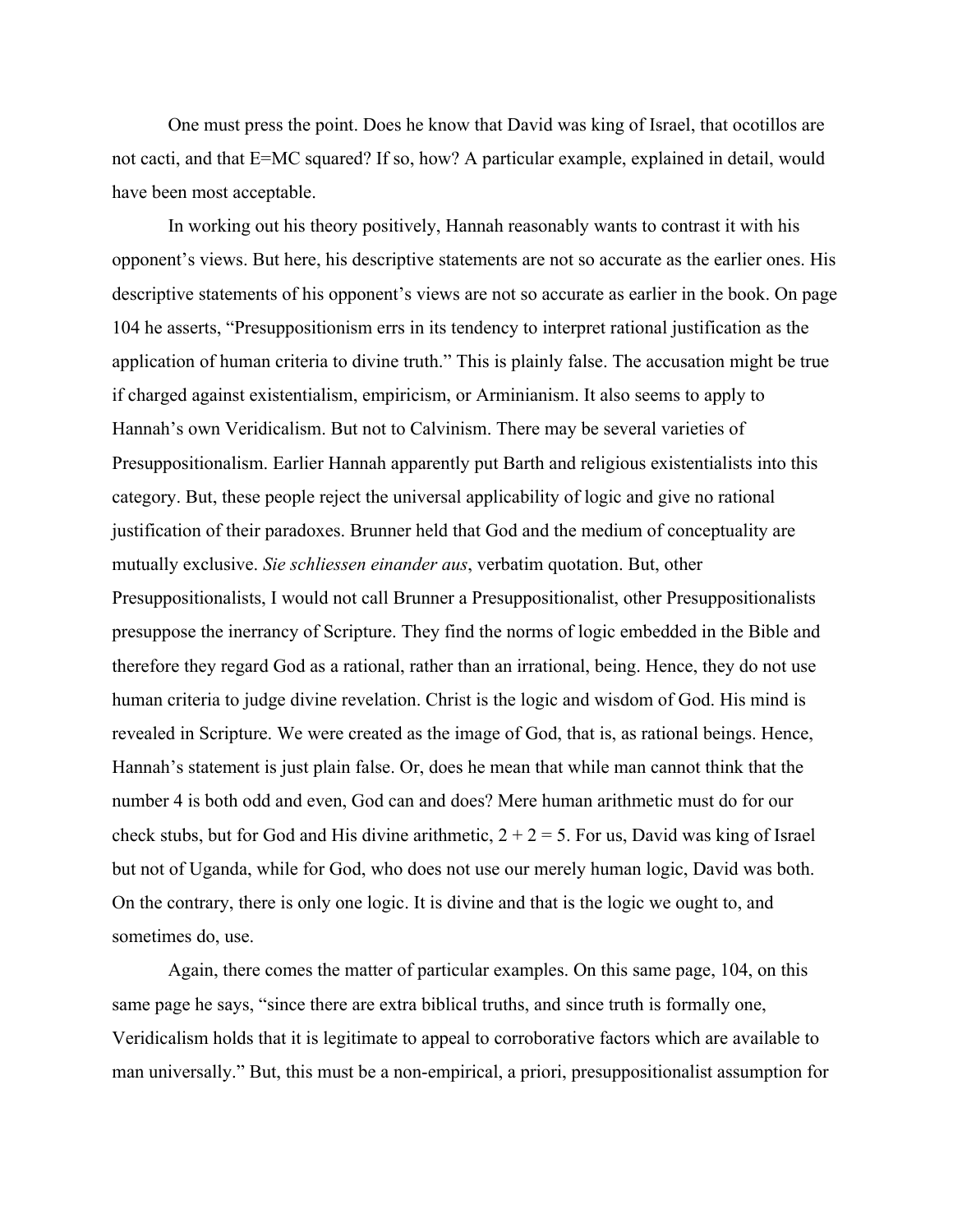One must press the point. Does he know that David was king of Israel, that ocotillos are not cacti, and that E=MC squared? If so, how? A particular example, explained in detail, would have been most acceptable.

In working out his theory positively, Hannah reasonably wants to contrast it with his opponent's views. But here, his descriptive statements are not so accurate as the earlier ones. His descriptive statements of his opponent's views are not so accurate as earlier in the book. On page 104 he asserts, "Presuppositionism errs in its tendency to interpret rational justification as the application of human criteria to divine truth." This is plainly false. The accusation might be true if charged against existentialism, empiricism, or Arminianism. It also seems to apply to Hannah's own Veridicalism. But not to Calvinism. There may be several varieties of Presuppositionalism. Earlier Hannah apparently put Barth and religious existentialists into this category. But, these people reject the universal applicability of logic and give no rational justification of their paradoxes. Brunner held that God and the medium of conceptuality are mutually exclusive. *Sie schliessen einander aus*, verbatim quotation. But, other Presuppositionalists, I would not call Brunner a Presuppositionalist, other Presuppositionalists presuppose the inerrancy of Scripture. They find the norms of logic embedded in the Bible and therefore they regard God as a rational, rather than an irrational, being. Hence, they do not use human criteria to judge divine revelation. Christ is the logic and wisdom of God. His mind is revealed in Scripture. We were created as the image of God, that is, as rational beings. Hence, Hannah's statement is just plain false. Or, does he mean that while man cannot think that the number 4 is both odd and even, God can and does? Mere human arithmetic must do for our check stubs, but for God and His divine arithmetic, 2 + 2 = 5. For us, David was king of Israel but not of Uganda, while for God, who does not use our merely human logic, David was both. On the contrary, there is only one logic. It is divine and that is the logic we ought to, and sometimes do, use.

Again, there comes the matter of particular examples. On this same page, 104, on this same page he says, "since there are extra biblical truths, and since truth is formally one, Veridicalism holds that it is legitimate to appeal to corroborative factors which are available to man universally." But, this must be a non-empirical, a priori, presuppositionalist assumption for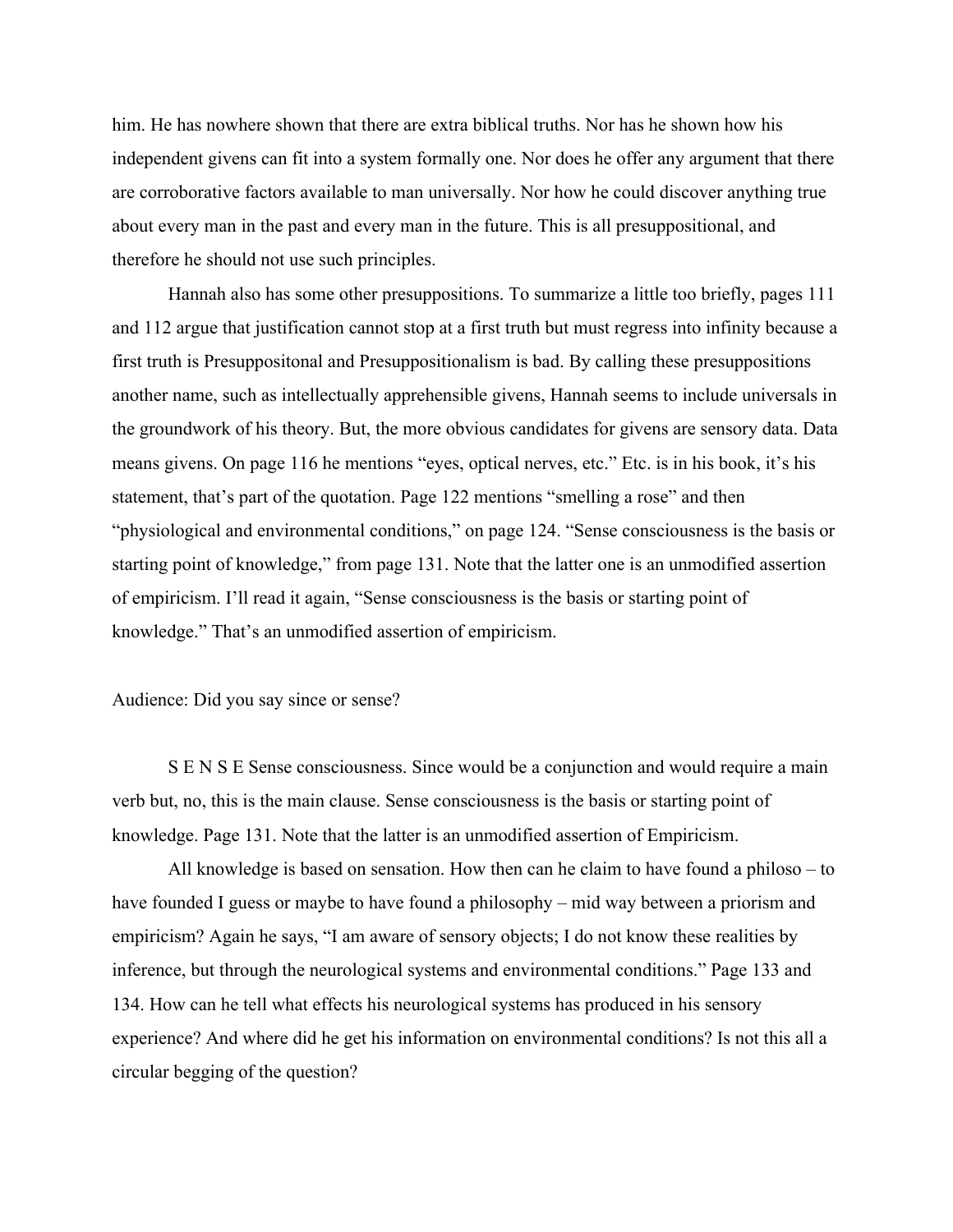him. He has nowhere shown that there are extra biblical truths. Nor has he shown how his independent givens can fit into a system formally one. Nor does he offer any argument that there are corroborative factors available to man universally. Nor how he could discover anything true about every man in the past and every man in the future. This is all presuppositional, and therefore he should not use such principles.

Hannah also has some other presuppositions. To summarize a little too briefly, pages 111 and 112 argue that justification cannot stop at a first truth but must regress into infinity because a first truth is Presuppositonal and Presuppositionalism is bad. By calling these presuppositions another name, such as intellectually apprehensible givens, Hannah seems to include universals in the groundwork of his theory. But, the more obvious candidates for givens are sensory data. Data means givens. On page 116 he mentions "eyes, optical nerves, etc." Etc. is in his book, it's his statement, that's part of the quotation. Page 122 mentions "smelling a rose" and then "physiological and environmental conditions," on page 124. "Sense consciousness is the basis or starting point of knowledge," from page 131. Note that the latter one is an unmodified assertion of empiricism. I'll read it again, "Sense consciousness is the basis or starting point of knowledge." That's an unmodified assertion of empiricism.

Audience: Did you say since or sense?

S E N S E Sense consciousness. Since would be a conjunction and would require a main verb but, no, this is the main clause. Sense consciousness is the basis or starting point of knowledge. Page 131. Note that the latter is an unmodified assertion of Empiricism.

All knowledge is based on sensation. How then can he claim to have found a philoso – to have founded I guess or maybe to have found a philosophy – mid way between a priorism and empiricism? Again he says, "I am aware of sensory objects; I do not know these realities by inference, but through the neurological systems and environmental conditions." Page 133 and 134. How can he tell what effects his neurological systems has produced in his sensory experience? And where did he get his information on environmental conditions? Is not this all a circular begging of the question?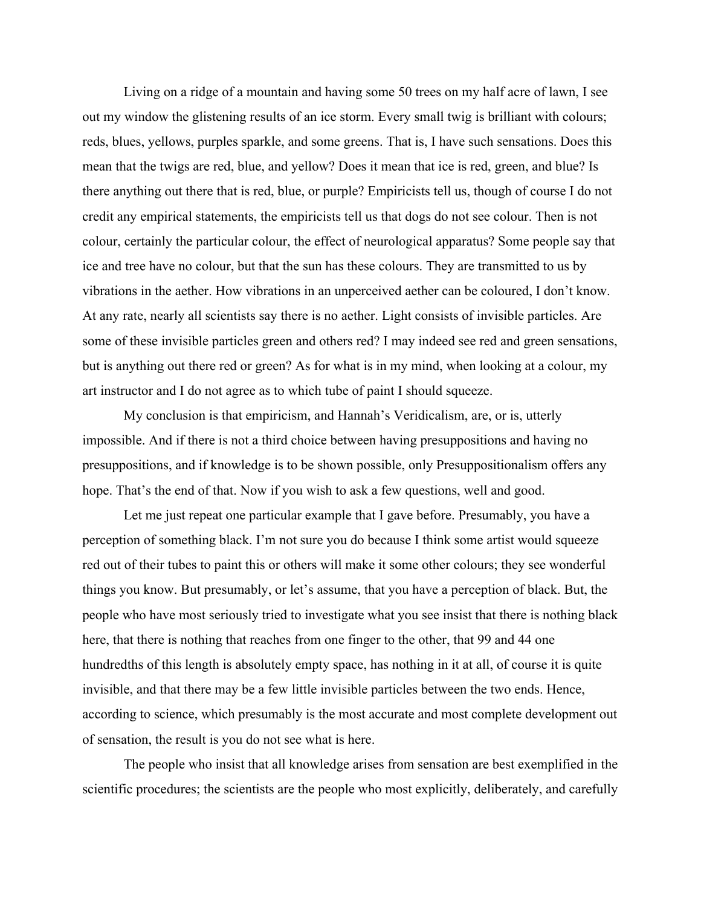Living on a ridge of a mountain and having some 50 trees on my half acre of lawn, I see out my window the glistening results of an ice storm. Every small twig is brilliant with colours; reds, blues, yellows, purples sparkle, and some greens. That is, I have such sensations. Does this mean that the twigs are red, blue, and yellow? Does it mean that ice is red, green, and blue? Is there anything out there that is red, blue, or purple? Empiricists tell us, though of course I do not credit any empirical statements, the empiricists tell us that dogs do not see colour. Then is not colour, certainly the particular colour, the effect of neurological apparatus? Some people say that ice and tree have no colour, but that the sun has these colours. They are transmitted to us by vibrations in the aether. How vibrations in an unperceived aether can be coloured, I don't know. At any rate, nearly all scientists say there is no aether. Light consists of invisible particles. Are some of these invisible particles green and others red? I may indeed see red and green sensations, but is anything out there red or green? As for what is in my mind, when looking at a colour, my art instructor and I do not agree as to which tube of paint I should squeeze.

My conclusion is that empiricism, and Hannah's Veridicalism, are, or is, utterly impossible. And if there is not a third choice between having presuppositions and having no presuppositions, and if knowledge is to be shown possible, only Presuppositionalism offers any hope. That's the end of that. Now if you wish to ask a few questions, well and good.

Let me just repeat one particular example that I gave before. Presumably, you have a perception of something black. I'm not sure you do because I think some artist would squeeze red out of their tubes to paint this or others will make it some other colours; they see wonderful things you know. But presumably, or let's assume, that you have a perception of black. But, the people who have most seriously tried to investigate what you see insist that there is nothing black here, that there is nothing that reaches from one finger to the other, that 99 and 44 one hundredths of this length is absolutely empty space, has nothing in it at all, of course it is quite invisible, and that there may be a few little invisible particles between the two ends. Hence, according to science, which presumably is the most accurate and most complete development out of sensation, the result is you do not see what is here.

The people who insist that all knowledge arises from sensation are best exemplified in the scientific procedures; the scientists are the people who most explicitly, deliberately, and carefully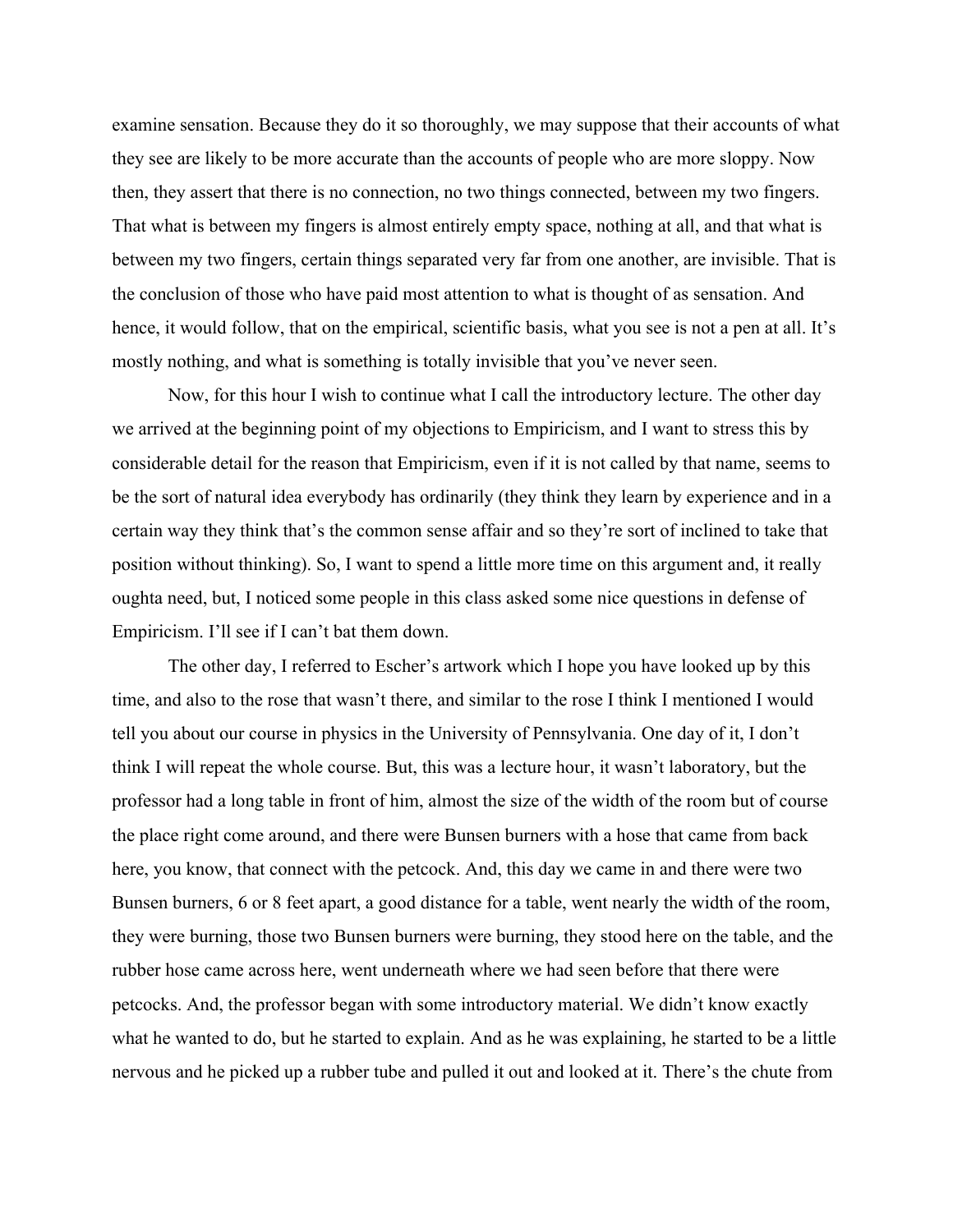examine sensation. Because they do it so thoroughly, we may suppose that their accounts of what they see are likely to be more accurate than the accounts of people who are more sloppy. Now then, they assert that there is no connection, no two things connected, between my two fingers. That what is between my fingers is almost entirely empty space, nothing at all, and that what is between my two fingers, certain things separated very far from one another, are invisible. That is the conclusion of those who have paid most attention to what is thought of as sensation. And hence, it would follow, that on the empirical, scientific basis, what you see is not a pen at all. It's mostly nothing, and what is something is totally invisible that you've never seen.

Now, for this hour I wish to continue what I call the introductory lecture. The other day we arrived at the beginning point of my objections to Empiricism, and I want to stress this by considerable detail for the reason that Empiricism, even if it is not called by that name, seems to be the sort of natural idea everybody has ordinarily (they think they learn by experience and in a certain way they think that's the common sense affair and so they're sort of inclined to take that position without thinking). So, I want to spend a little more time on this argument and, it really oughta need, but, I noticed some people in this class asked some nice questions in defense of Empiricism. I'll see if I can't bat them down.

The other day, I referred to Escher's artwork which I hope you have looked up by this time, and also to the rose that wasn't there, and similar to the rose I think I mentioned I would tell you about our course in physics in the University of Pennsylvania. One day of it, I don't think I will repeat the whole course. But, this was a lecture hour, it wasn't laboratory, but the professor had a long table in front of him, almost the size of the width of the room but of course the place right come around, and there were Bunsen burners with a hose that came from back here, you know, that connect with the petcock. And, this day we came in and there were two Bunsen burners, 6 or 8 feet apart, a good distance for a table, went nearly the width of the room, they were burning, those two Bunsen burners were burning, they stood here on the table, and the rubber hose came across here, went underneath where we had seen before that there were petcocks. And, the professor began with some introductory material. We didn't know exactly what he wanted to do, but he started to explain. And as he was explaining, he started to be a little nervous and he picked up a rubber tube and pulled it out and looked at it. There's the chute from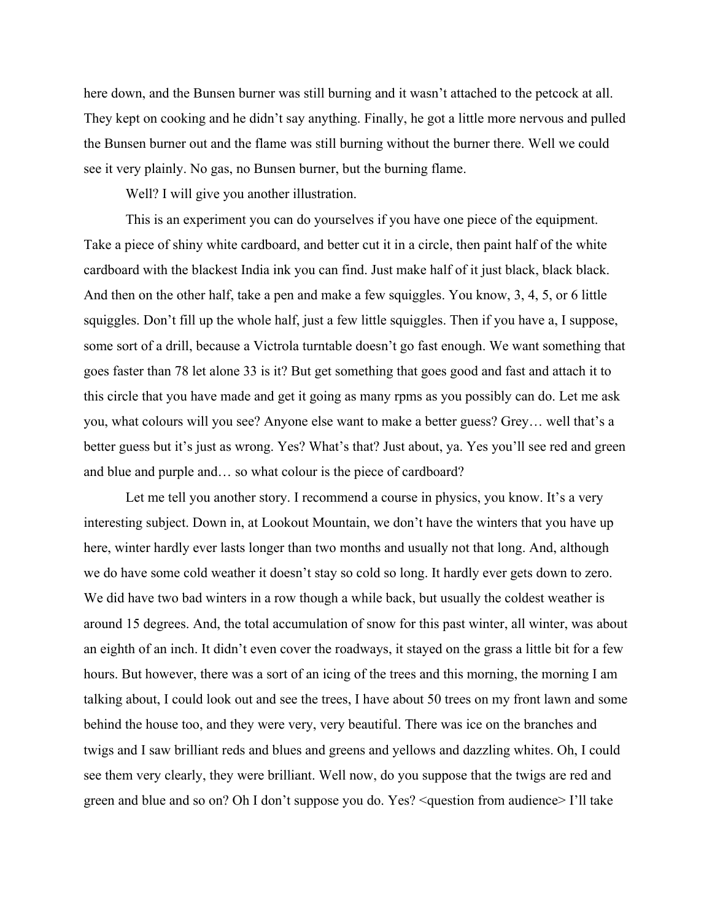here down, and the Bunsen burner was still burning and it wasn't attached to the petcock at all. They kept on cooking and he didn't say anything. Finally, he got a little more nervous and pulled the Bunsen burner out and the flame was still burning without the burner there. Well we could see it very plainly. No gas, no Bunsen burner, but the burning flame.

Well? I will give you another illustration.

This is an experiment you can do yourselves if you have one piece of the equipment. Take a piece of shiny white cardboard, and better cut it in a circle, then paint half of the white cardboard with the blackest India ink you can find. Just make half of it just black, black black. And then on the other half, take a pen and make a few squiggles. You know, 3, 4, 5, or 6 little squiggles. Don't fill up the whole half, just a few little squiggles. Then if you have a, I suppose, some sort of a drill, because a Victrola turntable doesn't go fast enough. We want something that goes faster than 78 let alone 33 is it? But get something that goes good and fast and attach it to this circle that you have made and get it going as many rpms as you possibly can do. Let me ask you, what colours will you see? Anyone else want to make a better guess? Grey… well that's a better guess but it's just as wrong. Yes? What's that? Just about, ya. Yes you'll see red and green and blue and purple and… so what colour is the piece of cardboard?

Let me tell you another story. I recommend a course in physics, you know. It's a very interesting subject. Down in, at Lookout Mountain, we don't have the winters that you have up here, winter hardly ever lasts longer than two months and usually not that long. And, although we do have some cold weather it doesn't stay so cold so long. It hardly ever gets down to zero. We did have two bad winters in a row though a while back, but usually the coldest weather is around 15 degrees. And, the total accumulation of snow for this past winter, all winter, was about an eighth of an inch. It didn't even cover the roadways, it stayed on the grass a little bit for a few hours. But however, there was a sort of an icing of the trees and this morning, the morning I am talking about, I could look out and see the trees, I have about 50 trees on my front lawn and some behind the house too, and they were very, very beautiful. There was ice on the branches and twigs and I saw brilliant reds and blues and greens and yellows and dazzling whites. Oh, I could see them very clearly, they were brilliant. Well now, do you suppose that the twigs are red and green and blue and so on? Oh I don't suppose you do. Yes? <question from audience> I'll take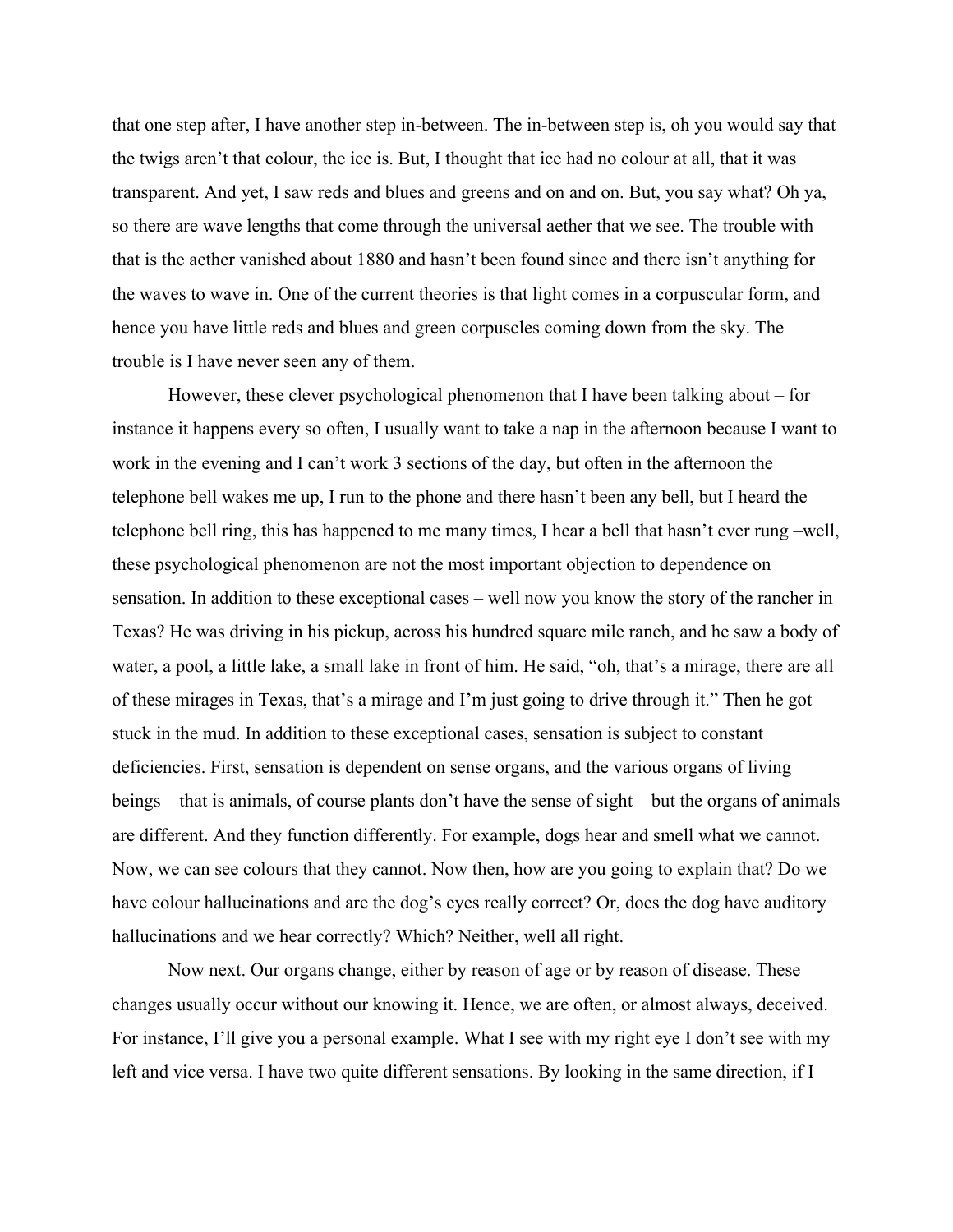that one step after, I have another step in-between. The in-between step is, oh you would say that the twigs aren't that colour, the ice is. But, I thought that ice had no colour at all, that it was transparent. And yet, I saw reds and blues and greens and on and on. But, you say what? Oh ya, so there are wave lengths that come through the universal aether that we see. The trouble with that is the aether vanished about 1880 and hasn't been found since and there isn't anything for the waves to wave in. One of the current theories is that light comes in a corpuscular form, and hence you have little reds and blues and green corpuscles coming down from the sky. The trouble is I have never seen any of them.

However, these clever psychological phenomenon that I have been talking about – for instance it happens every so often, I usually want to take a nap in the afternoon because I want to work in the evening and I can't work 3 sections of the day, but often in the afternoon the telephone bell wakes me up, I run to the phone and there hasn't been any bell, but I heard the telephone bell ring, this has happened to me many times, I hear a bell that hasn't ever rung –well, these psychological phenomenon are not the most important objection to dependence on sensation. In addition to these exceptional cases – well now you know the story of the rancher in Texas? He was driving in his pickup, across his hundred square mile ranch, and he saw a body of water, a pool, a little lake, a small lake in front of him. He said, "oh, that's a mirage, there are all of these mirages in Texas, that's a mirage and I'm just going to drive through it." Then he got stuck in the mud. In addition to these exceptional cases, sensation is subject to constant deficiencies. First, sensation is dependent on sense organs, and the various organs of living beings – that is animals, of course plants don't have the sense of sight – but the organs of animals are different. And they function differently. For example, dogs hear and smell what we cannot. Now, we can see colours that they cannot. Now then, how are you going to explain that? Do we have colour hallucinations and are the dog's eyes really correct? Or, does the dog have auditory hallucinations and we hear correctly? Which? Neither, well all right.

Now next. Our organs change, either by reason of age or by reason of disease. These changes usually occur without our knowing it. Hence, we are often, or almost always, deceived. For instance, I'll give you a personal example. What I see with my right eye I don't see with my left and vice versa. I have two quite different sensations. By looking in the same direction, if I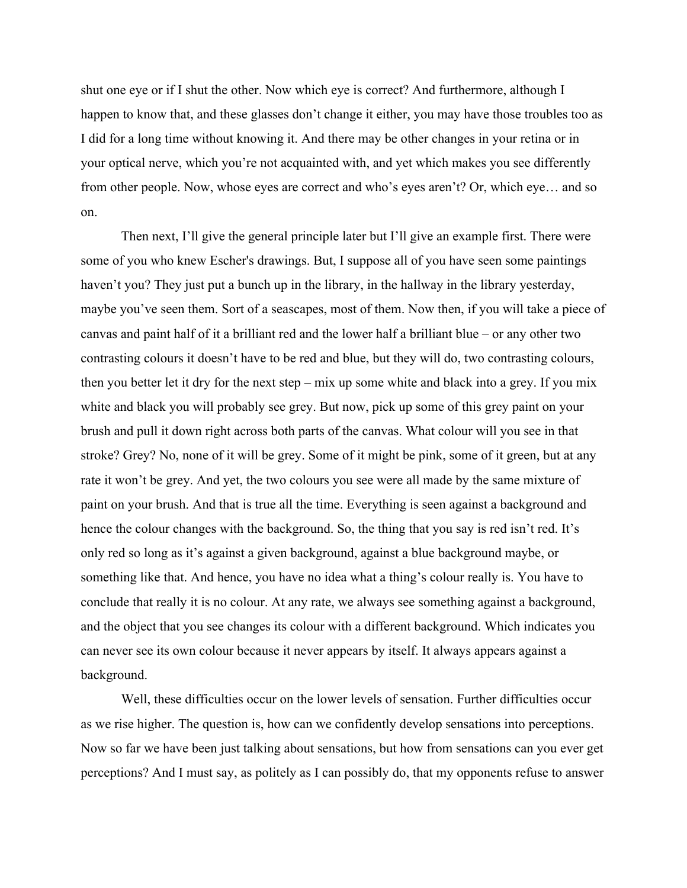shut one eye or if I shut the other. Now which eye is correct? And furthermore, although I happen to know that, and these glasses don't change it either, you may have those troubles too as I did for a long time without knowing it. And there may be other changes in your retina or in your optical nerve, which you're not acquainted with, and yet which makes you see differently from other people. Now, whose eyes are correct and who's eyes aren't? Or, which eye… and so on.

Then next, I'll give the general principle later but I'll give an example first. There were some of you who knew Escher's drawings. But, I suppose all of you have seen some paintings haven't you? They just put a bunch up in the library, in the hallway in the library yesterday, maybe you've seen them. Sort of a seascapes, most of them. Now then, if you will take a piece of canvas and paint half of it a brilliant red and the lower half a brilliant blue – or any other two contrasting colours it doesn't have to be red and blue, but they will do, two contrasting colours, then you better let it dry for the next step – mix up some white and black into a grey. If you mix white and black you will probably see grey. But now, pick up some of this grey paint on your brush and pull it down right across both parts of the canvas. What colour will you see in that stroke? Grey? No, none of it will be grey. Some of it might be pink, some of it green, but at any rate it won't be grey. And yet, the two colours you see were all made by the same mixture of paint on your brush. And that is true all the time. Everything is seen against a background and hence the colour changes with the background. So, the thing that you say is red isn't red. It's only red so long as it's against a given background, against a blue background maybe, or something like that. And hence, you have no idea what a thing's colour really is. You have to conclude that really it is no colour. At any rate, we always see something against a background, and the object that you see changes its colour with a different background. Which indicates you can never see its own colour because it never appears by itself. It always appears against a background.

Well, these difficulties occur on the lower levels of sensation. Further difficulties occur as we rise higher. The question is, how can we confidently develop sensations into perceptions. Now so far we have been just talking about sensations, but how from sensations can you ever get perceptions? And I must say, as politely as I can possibly do, that my opponents refuse to answer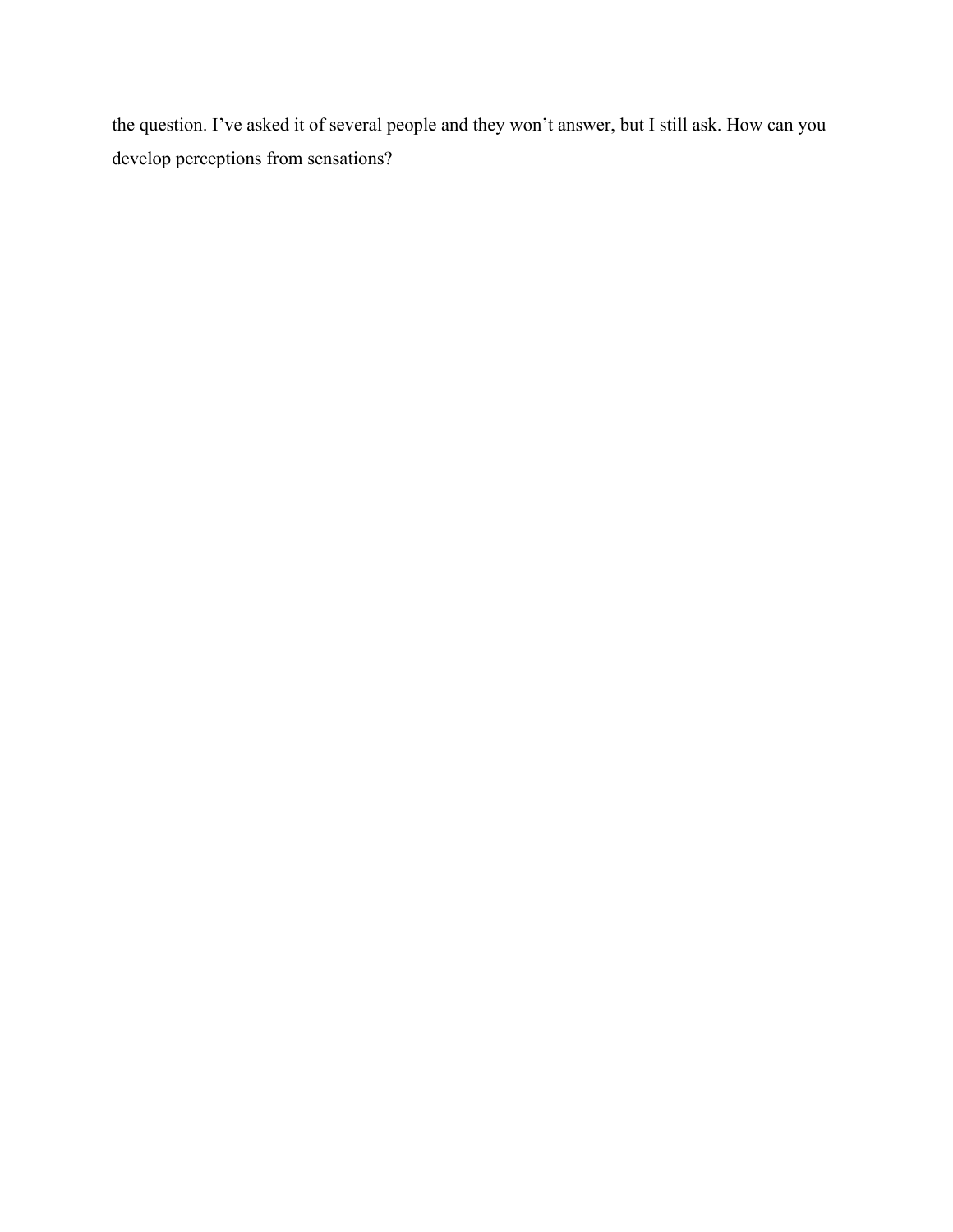the question. I’ve asked it of several people and they won’t answer, but I still ask. How can you develop perceptions from sensations?